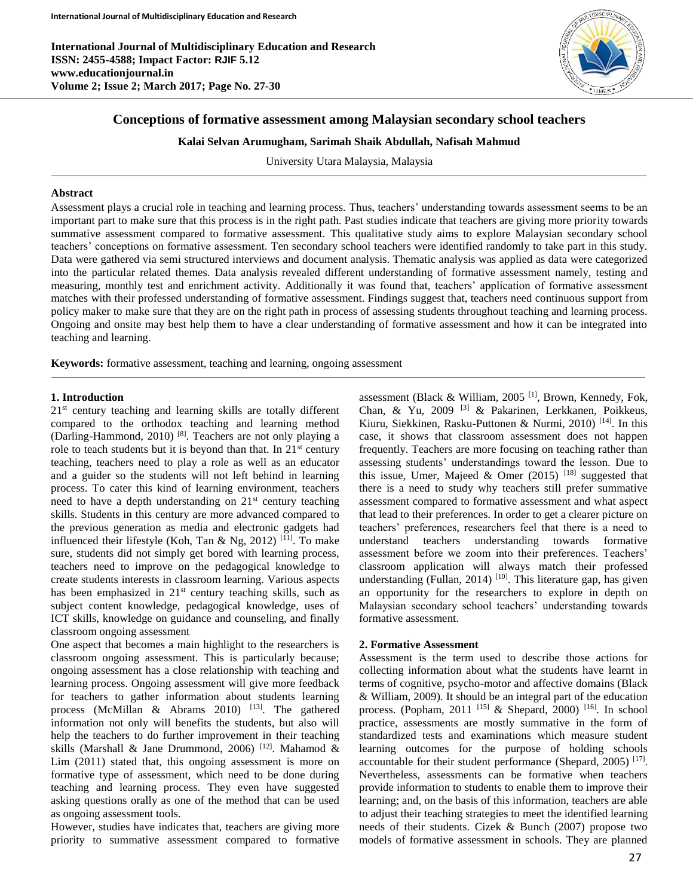# Conceptions of formative assessment among Malaysian secondary school teachers

**Kalai Selvan Arumugham, Sarimah Shaik Abdullah, Nafisah Mahmud**

University Utara Malaysia, Malaysia

## Abstract

Assessment plays a crucial role in teaching and learning process. Thus, teachers' understanding towards assessment seems to be an important part to make sure that this process is in the right path. Past studies indicate that teachers are giving more priority towards summative assessment compared to formative assessment. This qualitative study aims to explore Malaysian secondary school teachers' conceptions on formative assessment. Ten secondary school teachers were identified randomly to take part in this study. Data were gathered via semi structured interviews and document analysis. Thematic analysis was applied as data were categorized into the particular related themes. Data analysis revealed different understanding of formative assessment namely, testing and measuring, monthly test and enrichment activity. Additionally it was found that, teachers' application of formative assessment matches with their professed understanding of formative assessment. Findings suggest that, teachers need continuous support from policy maker to make sure that they are on the right path in process of assessing students throughout teaching and learning process. Ongoing and onsite may best help them to have a clear understanding of formative assessment and how it can be integrated into teaching and learning.

**Keywords:** formative assessment, teaching and learning, ongoing assessment

## 1. Introduction

21st century teaching and learning skills are totally different compared to the orthodox teaching and learning method (Darling-Hammond, 2010) [8]. Teachers are not only playing a role to teach students but it is beyond than that. In 21st century teaching, teachers need to play a role as well as an educator and a guider so the students will not left behind in learning process. To cater this kind of learning environment, teachers need to have a depth understanding on 21st century teaching skills. Students in this century are more advanced compared to the previous generation as media and electronic gadgets had influenced their lifestyle (Koh, Tan & Ng, 2012) [11]. To make sure, students did not simply get bored with learning process, teachers need to improve on the pedagogical knowledge to create students interests in classroom learning. Various aspects has been emphasized in 21st century teaching skills, such as subject content knowledge, pedagogical knowledge, uses of ICT skills, knowledge on guidance and counseling, and finally classroom ongoing assessment

One aspect that becomes a main highlight to the researchers is classroom ongoing assessment. This is particularly because; ongoing assessment has a close relationship with teaching and learning process. Ongoing assessment will give more feedback for teachers to gather information about students learning process (McMillan & Abrams 2010) [13]. The gathered information not only will benefits the students, but also will help the teachers to do further improvement in their teaching skills (Marshall & Jane Drummond, 2006) [12]. Mahamod & Lim (2011) stated that, this ongoing assessment is more on formative type of assessment, which need to be done during teaching and learning process. They even have suggested asking questions orally as one of the method that can be used as ongoing assessment tools.

However, studies have indicates that, teachers are giving more priority to summative assessment compared to formative assessment (Black & William, 2005 [1], Brown, Kennedy, Fok, Chan, & Yu, 2009 [3] & Pakarinen, Lerkkanen, Poikkeus, Kiuru, Siekkinen, Rasku-Puttonen & Nurmi, 2010) [14]. In this case, it shows that classroom assessment does not happen frequently. Teachers are more focusing on teaching rather than assessing students' understandings toward the lesson. Due to this issue, Umer, Majeed & Omer (2015) [18] suggested that there is a need to study why teachers still prefer summative assessment compared to formative assessment and what aspect that lead to their preferences. In order to get a clearer picture on teachers' preferences, researchers feel that there is a need to understand teachers understanding towards formative assessment before we zoom into their preferences. Teachers' classroom application will always match their professed understanding (Fullan, 2014) [10]. This literature gap, has given an opportunity for the researchers to explore in depth on Malaysian secondary school teachers' understanding towards formative assessment.

## 2. Formative Assessment

Assessment is the term used to describe those actions for collecting information about what the students have learnt in terms of cognitive, psycho-motor and affective domains (Black & William, 2009). It should be an integral part of the education process. (Popham, 2011 [15] & Shepard, 2000) [16]. In school practice, assessments are mostly summative in the form of standardized tests and examinations which measure student learning outcomes for the purpose of holding schools accountable for their student performance (Shepard, 2005) [17]. Nevertheless, assessments can be formative when teachers provide information to students to enable them to improve their learning; and, on the basis of this information, teachers are able to adjust their teaching strategies to meet the identified learning needs of their students. Cizek & Bunch (2007) propose two models of formative assessment in schools. They are planned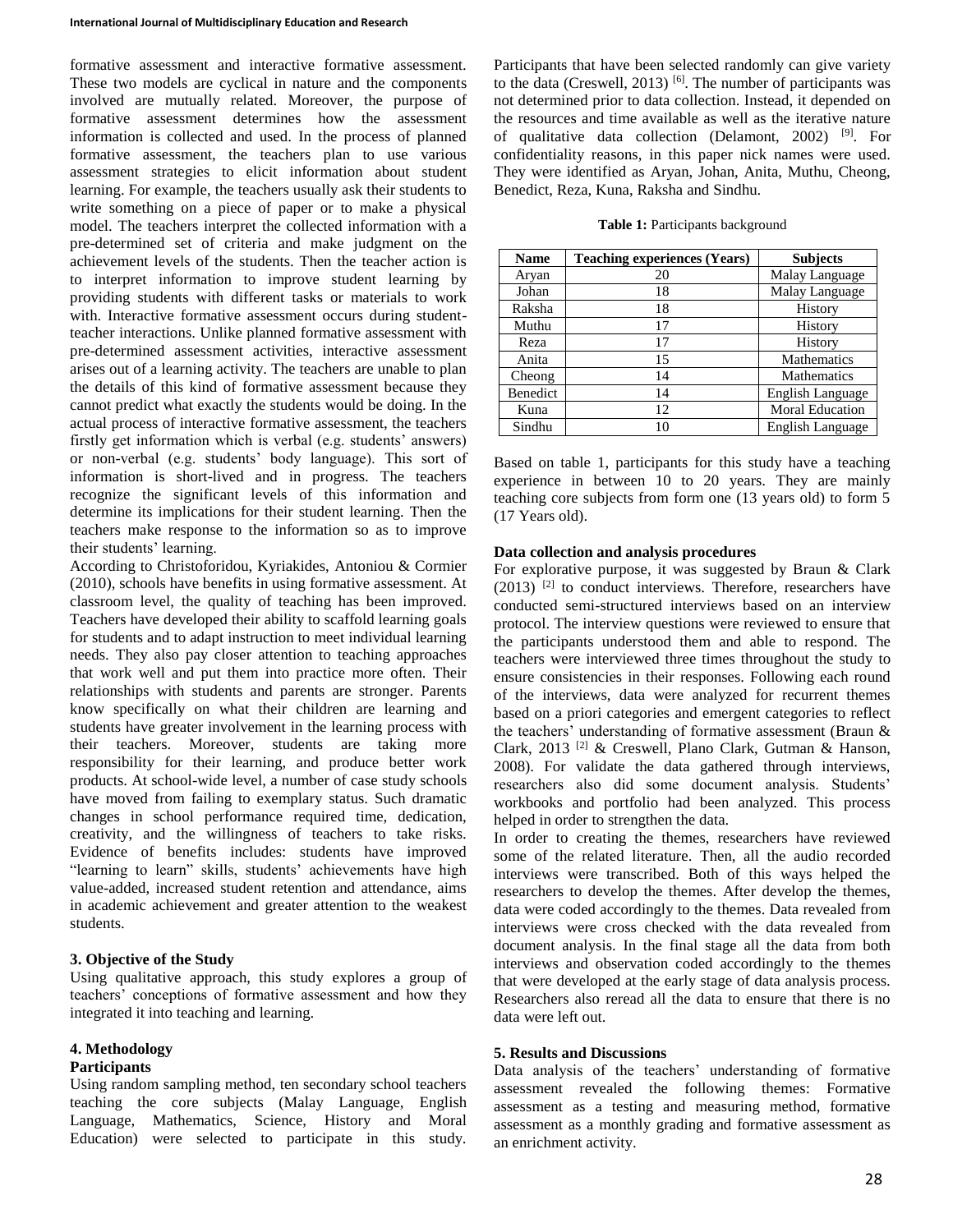formative assessment and interactive formative assessment. These two models are cyclical in nature and the components involved are mutually related. Moreover, the purpose of formative assessment determines how the assessment information is collected and used. In the process of planned formative assessment, the teachers plan to use various assessment strategies to elicit information about student learning. For example, the teachers usually ask their students to write something on a piece of paper or to make a physical model. The teachers interpret the collected information with a pre-determined set of criteria and make judgment on the achievement levels of the students. Then the teacher action is to interpret information to improve student learning by providing students with different tasks or materials to work with. Interactive formative assessment occurs during student-teacher interactions. Unlike planned formative assessment with pre-determined assessment activities, interactive assessment arises out of a learning activity. The teachers are unable to plan the details of this kind of formative assessment because they cannot predict what exactly the students would be doing. In the actual process of interactive formative assessment, the teachers firstly get information which is verbal (e.g. students' answers) or non-verbal (e.g. students' body language). This sort of information is short-lived and in progress. The teachers recognize the significant levels of this information and determine its implications for their student learning. Then the teachers make response to the information so as to improve their students' learning.

According to Christoforidou, Kyriakides, Antoniou & Cormier (2010), schools have benefits in using formative assessment. At classroom level, the quality of teaching has been improved. Teachers have developed their ability to scaffold learning goals for students and to adapt instruction to meet individual learning needs. They also pay closer attention to teaching approaches that work well and put them into practice more often. Their relationships with students and parents are stronger. Parents know specifically on what their children are learning and students have greater involvement in the learning process with their teachers. Moreover, students are taking more responsibility for their learning, and produce better work products. At school-wide level, a number of case study schools have moved from failing to exemplary status. Such dramatic changes in school performance required time, dedication, creativity, and the willingness of teachers to take risks. Evidence of benefits includes: students have improved "learning to learn" skills, students' achievements have high value-added, increased student retention and attendance, aims in academic achievement and greater attention to the weakest students.

## 3. Objective of the Study

Using qualitative approach, this study explores a group of teachers' conceptions of formative assessment and how they integrated it into teaching and learning.

## 4. Methodology

### Participants

Using random sampling method, ten secondary school teachers teaching the core subjects (Malay Language, English Language, Mathematics, Science, History and Moral Education) were selected to participate in this study. Participants that have been selected randomly can give variety to the data (Creswell, 2013) [6]. The number of participants was not determined prior to data collection. Instead, it depended on the resources and time available as well as the iterative nature of qualitative data collection (Delamont, 2002) [9]. For confidentiality reasons, in this paper nick names were used. They were identified as Aryan, Johan, Anita, Muthu, Cheong, Benedict, Reza, Kuna, Raksha and Sindhu.

**Table 1:** Participants background

| Name | Teaching experiences (Years) | Subjects |
|---|---|---|
| Aryan | 20 | Malay Language |
| Johan | 18 | Malay Language |
| Raksha | 18 | History |
| Muthu | 17 | History |
| Reza | 17 | History |
| Anita | 15 | Mathematics |
| Cheong | 14 | Mathematics |
| Benedict | 14 | English Language |
| Kuna | 12 | Moral Education |
| Sindhu | 10 | English Language |

Based on table 1, participants for this study have a teaching experience in between 10 to 20 years. They are mainly teaching core subjects from form one (13 years old) to form 5 (17 Years old).

### Data collection and analysis procedures

For explorative purpose, it was suggested by Braun & Clark (2013) [2] to conduct interviews. Therefore, researchers have conducted semi-structured interviews based on an interview protocol. The interview questions were reviewed to ensure that the participants understood them and able to respond. The teachers were interviewed three times throughout the study to ensure consistencies in their responses. Following each round of the interviews, data were analyzed for recurrent themes based on a priori categories and emergent categories to reflect the teachers' understanding of formative assessment (Braun & Clark, 2013 [2] & Creswell, Plano Clark, Gutman & Hanson, 2008). For validate the data gathered through interviews, researchers also did some document analysis. Students' workbooks and portfolio had been analyzed. This process helped in order to strengthen the data.

In order to creating the themes, researchers have reviewed some of the related literature. Then, all the audio recorded interviews were transcribed. Both of this ways helped the researchers to develop the themes. After develop the themes, data were coded accordingly to the themes. Data revealed from interviews were cross checked with the data revealed from document analysis. In the final stage all the data from both interviews and observation coded accordingly to the themes that were developed at the early stage of data analysis process. Researchers also reread all the data to ensure that there is no data were left out.

## 5. Results and Discussions

Data analysis of the teachers' understanding of formative assessment revealed the following themes: Formative assessment as a testing and measuring method, formative assessment as a monthly grading and formative assessment as an enrichment activity.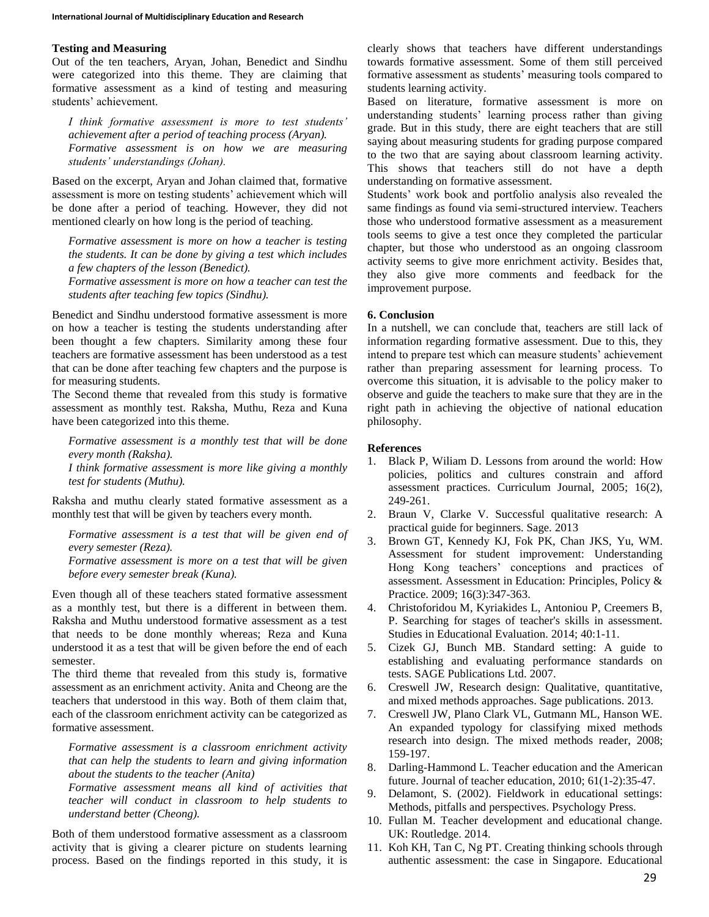**Testing and Measuring**

Out of the ten teachers, Aryan, Johan, Benedict and Sindhu were categorized into this theme. They are claiming that formative assessment as a kind of testing and measuring students' achievement.

> *I think formative assessment is more to test students' achievement after a period of teaching process (Aryan).*
> *Formative assessment is on how we are measuring students' understandings (Johan).*

Based on the excerpt, Aryan and Johan claimed that, formative assessment is more on testing students' achievement which will be done after a period of teaching. However, they did not mentioned clearly on how long is the period of teaching.

> *Formative assessment is more on how a teacher is testing the students. It can be done by giving a test which includes a few chapters of the lesson (Benedict).*
> *Formative assessment is more on how a teacher can test the students after teaching few topics (Sindhu).*

Benedict and Sindhu understood formative assessment is more on how a teacher is testing the students understanding after been thought a few chapters. Similarity among these four teachers are formative assessment has been understood as a test that can be done after teaching few chapters and the purpose is for measuring students.

The Second theme that revealed from this study is formative assessment as monthly test. Raksha, Muthu, Reza and Kuna have been categorized into this theme.

> *Formative assessment is a monthly test that will be done every month (Raksha).*
> *I think formative assessment is more like giving a monthly test for students (Muthu).*

Raksha and muthu clearly stated formative assessment as a monthly test that will be given by teachers every month.

> *Formative assessment is a test that will be given end of every semester (Reza).*
> *Formative assessment is more on a test that will be given before every semester break (Kuna).*

Even though all of these teachers stated formative assessment as a monthly test, but there is a different in between them. Raksha and Muthu understood formative assessment as a test that needs to be done monthly whereas; Reza and Kuna understood it as a test that will be given before the end of each semester.

The third theme that revealed from this study is, formative assessment as an enrichment activity. Anita and Cheong are the teachers that understood in this way. Both of them claim that, each of the classroom enrichment activity can be categorized as formative assessment.

> *Formative assessment is a classroom enrichment activity that can help the students to learn and giving information about the students to the teacher (Anita)*
> *Formative assessment means all kind of activities that teacher will conduct in classroom to help students to understand better (Cheong).*

Both of them understood formative assessment as a classroom activity that is giving a clearer picture on students learning process. Based on the findings reported in this study, it is clearly shows that teachers have different understandings towards formative assessment. Some of them still perceived formative assessment as students' measuring tools compared to students learning activity.

Based on literature, formative assessment is more on understanding students' learning process rather than giving grade. But in this study, there are eight teachers that are still saying about measuring students for grading purpose compared to the two that are saying about classroom learning activity. This shows that teachers still do not have a depth understanding on formative assessment.

Students' work book and portfolio analysis also revealed the same findings as found via semi-structured interview. Teachers those who understood formative assessment as a measurement tools seems to give a test once they completed the particular chapter, but those who understood as an ongoing classroom activity seems to give more enrichment activity. Besides that, they also give more comments and feedback for the improvement purpose.

## 6. Conclusion

In a nutshell, we can conclude that, teachers are still lack of information regarding formative assessment. Due to this, they intend to prepare test which can measure students' achievement rather than preparing assessment for learning process. To overcome this situation, it is advisable to the policy maker to observe and guide the teachers to make sure that they are in the right path in achieving the objective of national education philosophy.

## References

1. Black P, Wiliam D. Lessons from around the world: How policies, politics and cultures constrain and afford assessment practices. Curriculum Journal, 2005; 16(2), 249-261.
2. Braun V, Clarke V. Successful qualitative research: A practical guide for beginners. Sage. 2013
3. Brown GT, Kennedy KJ, Fok PK, Chan JKS, Yu, WM. Assessment for student improvement: Understanding Hong Kong teachers' conceptions and practices of assessment. Assessment in Education: Principles, Policy & Practice. 2009; 16(3):347-363.
4. Christoforidou M, Kyriakides L, Antoniou P, Creemers B, P. Searching for stages of teacher's skills in assessment. Studies in Educational Evaluation. 2014; 40:1-11.
5. Cizek GJ, Bunch MB. Standard setting: A guide to establishing and evaluating performance standards on tests. SAGE Publications Ltd. 2007.
6. Creswell JW, Research design: Qualitative, quantitative, and mixed methods approaches. Sage publications. 2013.
7. Creswell JW, Plano Clark VL, Gutmann ML, Hanson WE. An expanded typology for classifying mixed methods research into design. The mixed methods reader, 2008; 159-197.
8. Darling-Hammond L. Teacher education and the American future. Journal of teacher education, 2010; 61(1-2):35-47.
9. Delamont, S. (2002). Fieldwork in educational settings: Methods, pitfalls and perspectives. Psychology Press.
10. Fullan M. Teacher development and educational change. UK: Routledge. 2014.
11. Koh KH, Tan C, Ng PT. Creating thinking schools through authentic assessment: the case in Singapore. Educational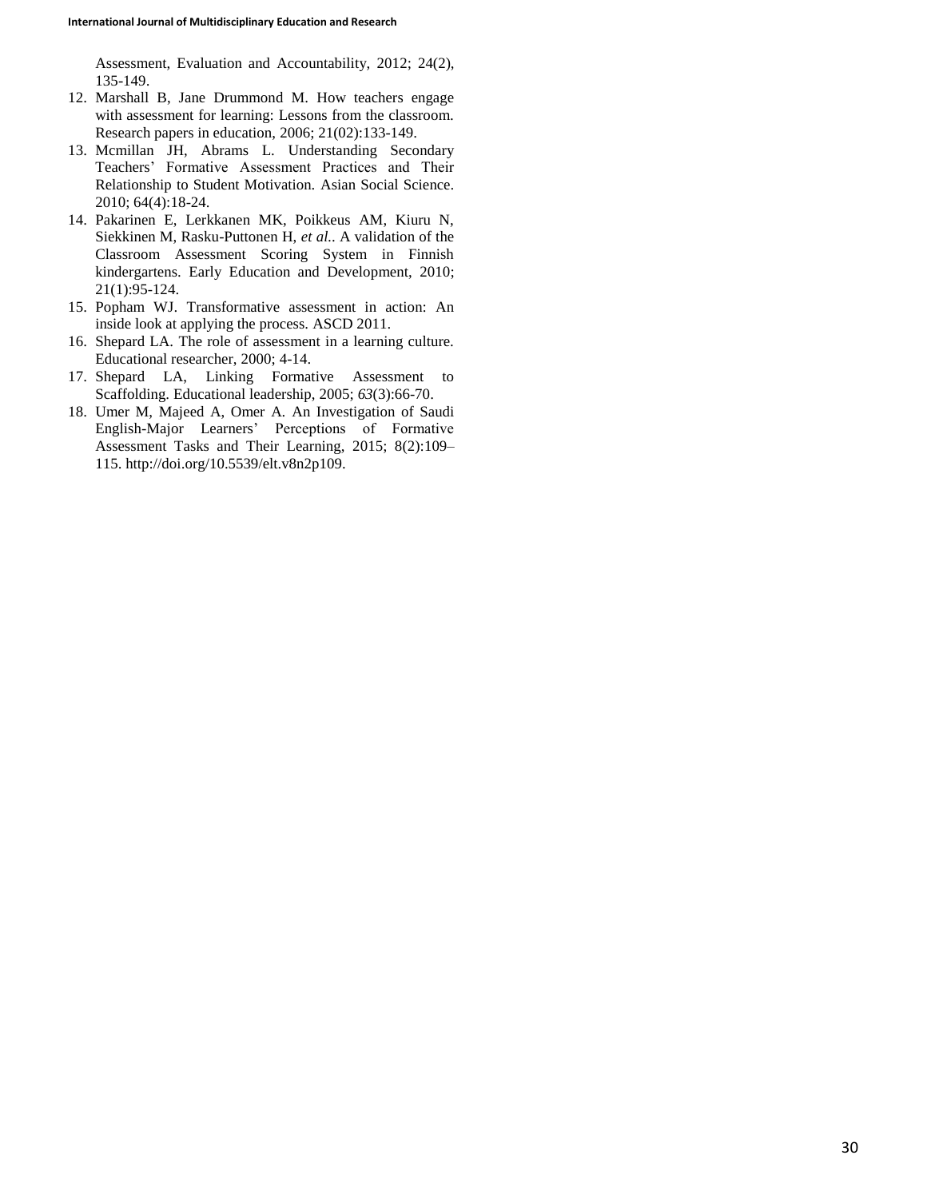Assessment, Evaluation and Accountability, 2012; 24(2), 135-149.

12. Marshall B, Jane Drummond M. How teachers engage with assessment for learning: Lessons from the classroom. Research papers in education, 2006; 21(02):133-149.
13. Mcmillan JH, Abrams L. Understanding Secondary Teachers' Formative Assessment Practices and Their Relationship to Student Motivation. Asian Social Science. 2010; 64(4):18-24.
14. Pakarinen E, Lerkkanen MK, Poikkeus AM, Kiuru N, Siekkinen M, Rasku-Puttonen H, *et al.*. A validation of the Classroom Assessment Scoring System in Finnish kindergartens. Early Education and Development, 2010; 21(1):95-124.
15. Popham WJ. Transformative assessment in action: An inside look at applying the process. ASCD 2011.
16. Shepard LA. The role of assessment in a learning culture. Educational researcher, 2000; 4-14.
17. Shepard LA, Linking Formative Assessment to Scaffolding. Educational leadership, 2005; *63*(3):66-70.
18. Umer M, Majeed A, Omer A. An Investigation of Saudi English-Major Learners' Perceptions of Formative Assessment Tasks and Their Learning, 2015; 8(2):109–115. http://doi.org/10.5539/elt.v8n2p109.